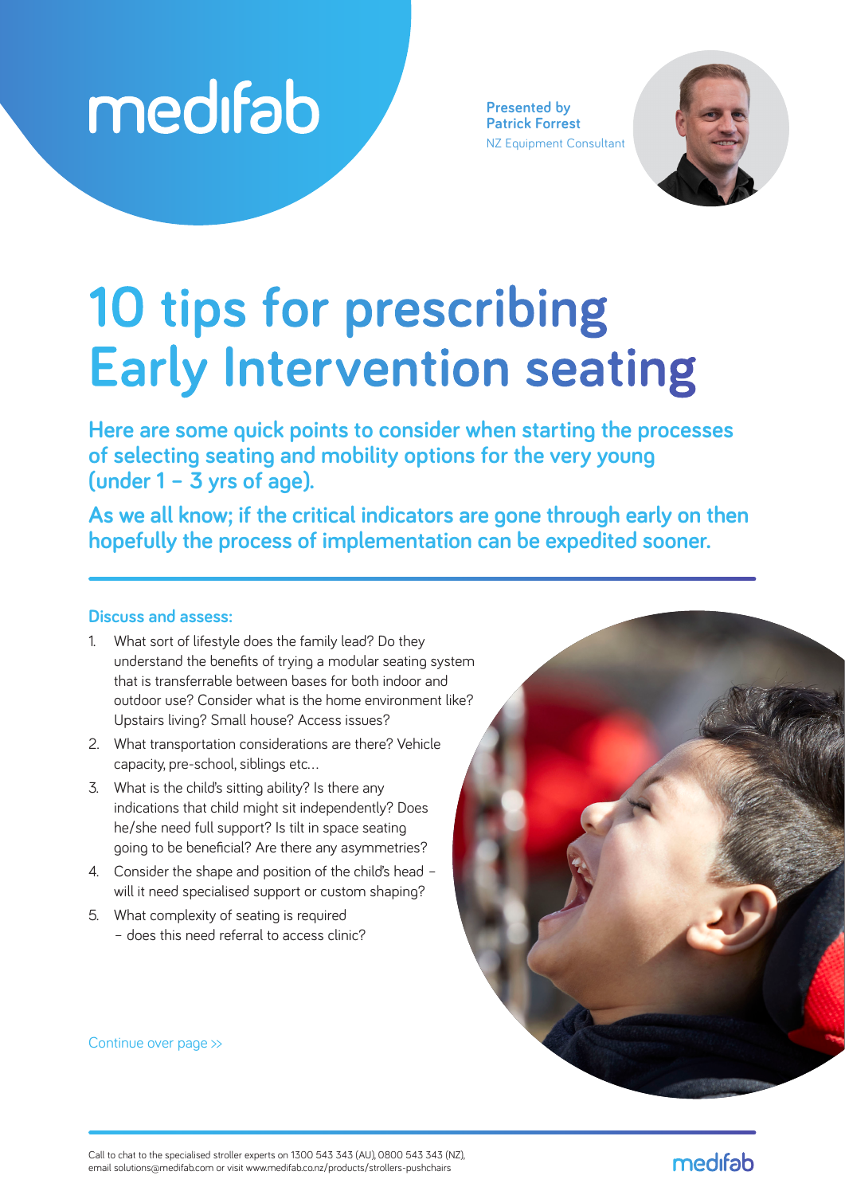medifab

**Presented by Patrick Forrest**
NZ Equipment Consultant

# 10 tips for prescribing Early Intervention seating

**Here are some quick points to consider when starting the processes of selecting seating and mobility options for the very young (under 1 – 3 yrs of age).**

**As we all know; if the critical indicators are gone through early on then hopefully the process of implementation can be expedited sooner.**

### Discuss and assess:

1. What sort of lifestyle does the family lead? Do they understand the benefits of trying a modular seating system that is transferrable between bases for both indoor and outdoor use? Consider what is the home environment like? Upstairs living? Small house? Access issues?
2. What transportation considerations are there? Vehicle capacity, pre-school, siblings etc...
3. What is the child's sitting ability? Is there any indications that child might sit independently? Does he/she need full support? Is tilt in space seating going to be beneficial? Are there any asymmetries?
4. Consider the shape and position of the child's head – will it need specialised support or custom shaping?
5. What complexity of seating is required – does this need referral to access clinic?

Continue over page >>

Call to chat to the specialised stroller experts on 1300 543 343 (AU), 0800 543 343 (NZ), email solutions@medifab.com or visit www.medifab.co.nz/products/strollers-pushchairs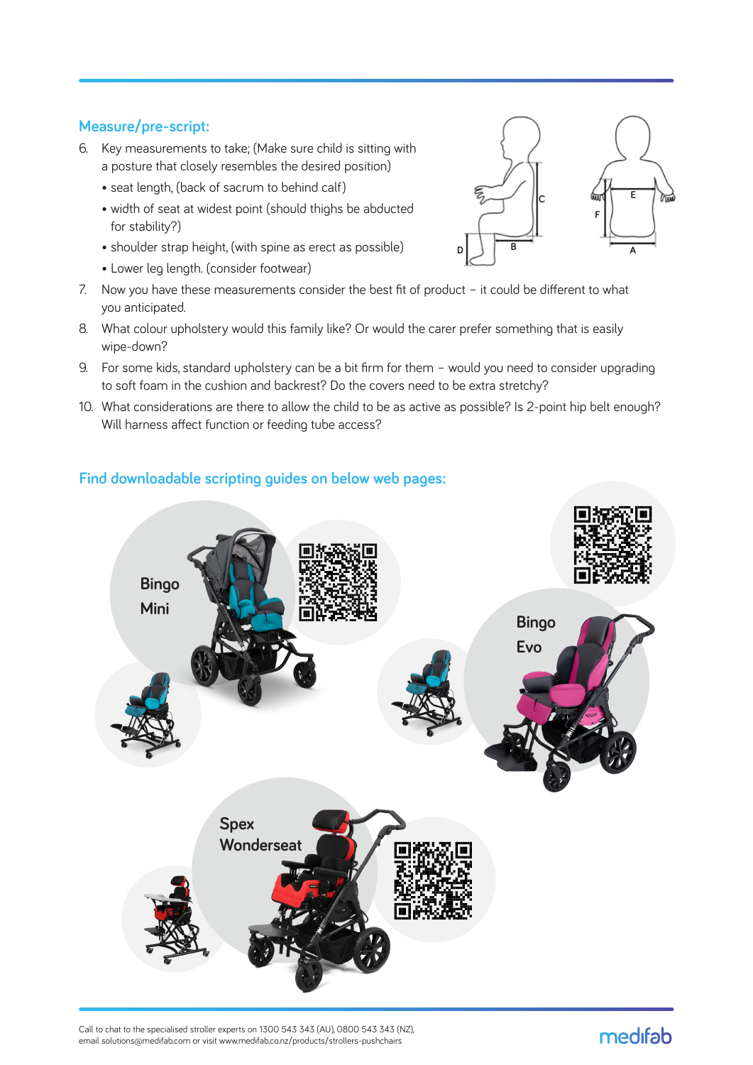## Measure/pre-script:

6. Key measurements to take; (Make sure child is sitting with a posture that closely resembles the desired position)
   - seat length, (back of sacrum to behind calf)
   - width of seat at widest point (should thighs be abducted for stability?)
   - shoulder strap height, (with spine as erect as possible)
   - Lower leg length. (consider footwear)
7. Now you have these measurements consider the best fit of product – it could be different to what you anticipated.
8. What colour upholstery would this family like? Or would the carer prefer something that is easily wipe-down?
9. For some kids, standard upholstery can be a bit firm for them – would you need to consider upgrading to soft foam in the cushion and backrest? Do the covers need to be extra stretchy?
10. What considerations are there to allow the child to be as active as possible? Is 2-point hip belt enough? Will harness affect function or feeding tube access?

## Find downloadable scripting guides on below web pages:

Bingo Mini

Bingo Evo

Spex Wonderseat

Call to chat to the specialised stroller experts on 1300 543 343 (AU), 0800 543 343 (NZ), email solutions@medifab.com or visit www.medifab.co.nz/products/strollers-pushchairs

medifab